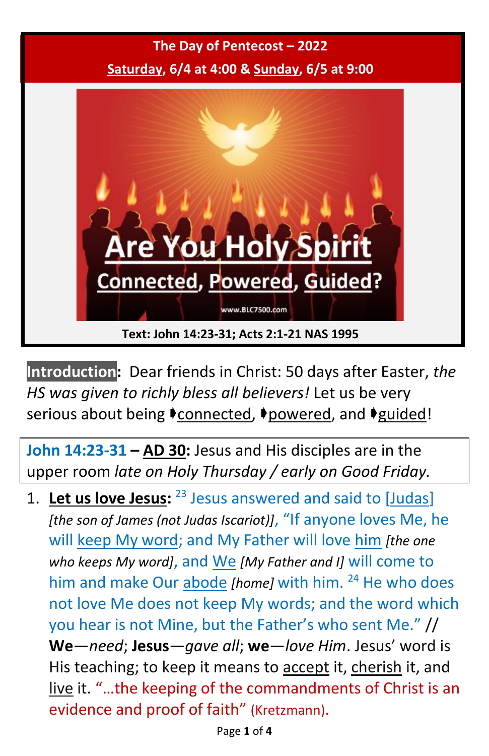**The Day of Pentecost – 2022**

**Saturday, 6/4 at 4:00 & Sunday, 6/5 at 9:00**

Are You Holy Spirit Connected, Powered, Guided?

www.BLC7500.com

**Text: John 14:23-31; Acts 2:1-21 NAS 1995**

**Introduction:** Dear friends in Christ: 50 days after Easter, *the HS was given to richly bless all believers!* Let us be very serious about being ➧connected, ➧powered, and ➧guided!

**John 14:23-31 – AD 30:** Jesus and His disciples are in the upper room *late on Holy Thursday / early on Good Friday.*

1. **Let us love Jesus:** [23] Jesus answered and said to [Judas] *[the son of James (not Judas Iscariot)]*, "If anyone loves Me, he will keep My word; and My Father will love him *[the one who keeps My word]*, and We *[My Father and I]* will come to him and make Our abode *[home]* with him. [24] He who does not love Me does not keep My words; and the word which you hear is not Mine, but the Father's who sent Me." // **We**—*need*; **Jesus**—*gave all*; **we**—*love Him*. Jesus' word is His teaching; to keep it means to accept it, cherish it, and live it. "…the keeping of the commandments of Christ is an evidence and proof of faith" (Kretzmann).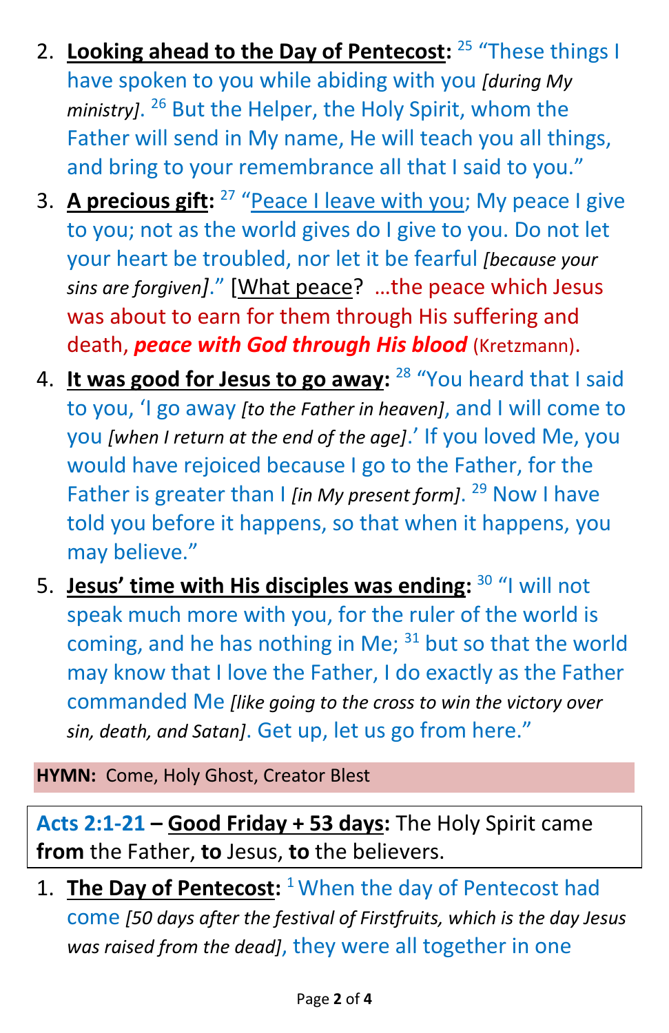2. **Looking ahead to the Day of Pentecost:** [25] "These things I have spoken to you while abiding with you *[during My ministry]*. [26] But the Helper, the Holy Spirit, whom the Father will send in My name, He will teach you all things, and bring to your remembrance all that I said to you."

3. **A precious gift:** [27] "Peace I leave with you; My peace I give to you; not as the world gives do I give to you. Do not let your heart be troubled, nor let it be fearful *[because your sins are forgiven]*." [What peace? …the peace which Jesus was about to earn for them through His suffering and death, ***peace with God through His blood*** (Kretzmann).

4. **It was good for Jesus to go away:** [28] "You heard that I said to you, 'I go away *[to the Father in heaven]*, and I will come to you *[when I return at the end of the age]*.' If you loved Me, you would have rejoiced because I go to the Father, for the Father is greater than I *[in My present form]*. [29] Now I have told you before it happens, so that when it happens, you may believe."

5. **Jesus' time with His disciples was ending:** [30] "I will not speak much more with you, for the ruler of the world is coming, and he has nothing in Me; [31] but so that the world may know that I love the Father, I do exactly as the Father commanded Me *[like going to the cross to win the victory over sin, death, and Satan]*. Get up, let us go from here."

**HYMN:** Come, Holy Ghost, Creator Blest

**Acts 2:1-21 – Good Friday + 53 days:** The Holy Spirit came **from** the Father, **to** Jesus, **to** the believers.

1. **The Day of Pentecost:** [1] When the day of Pentecost had come *[50 days after the festival of Firstfruits, which is the day Jesus was raised from the dead]*, they were all together in one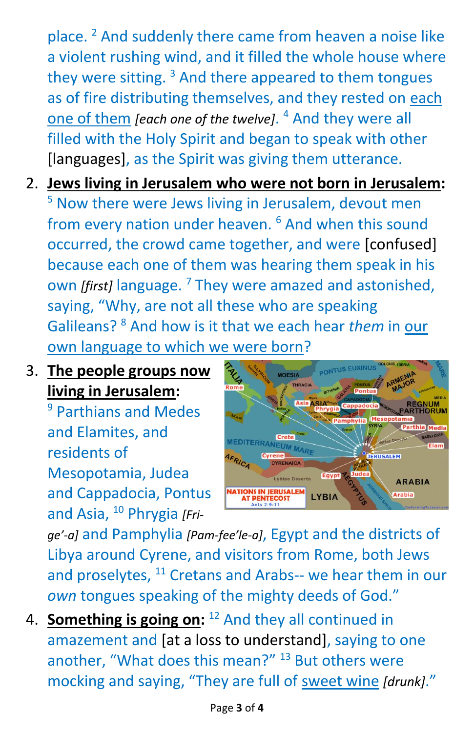place. [2] And suddenly there came from heaven a noise like a violent rushing wind, and it filled the whole house where they were sitting. [3] And there appeared to them tongues as of fire distributing themselves, and they rested on each one of them *[each one of the twelve]*. [4] And they were all filled with the Holy Spirit and began to speak with other [languages], as the Spirit was giving them utterance.

2. **Jews living in Jerusalem who were not born in Jerusalem:** [5] Now there were Jews living in Jerusalem, devout men from every nation under heaven. [6] And when this sound occurred, the crowd came together, and were [confused] because each one of them was hearing them speak in his own *[first]* language. [7] They were amazed and astonished, saying, "Why, are not all these who are speaking Galileans? [8] And how is it that we each hear *them* in our own language to which we were born?

3. **The people groups now living in Jerusalem:** [9] Parthians and Medes and Elamites, and residents of Mesopotamia, Judea and Cappadocia, Pontus and Asia, [10] Phrygia *[Fri-ge'-a]* and Pamphylia *[Pam-fee'le-a]*, Egypt and the districts of Libya around Cyrene, and visitors from Rome, both Jews and proselytes, [11] Cretans and Arabs-- we hear them in our *own* tongues speaking of the mighty deeds of God."

4. **Something is going on:** [12] And they all continued in amazement and [at a loss to understand], saying to one another, "What does this mean?" [13] But others were mocking and saying, "They are full of sweet wine *[drunk]*."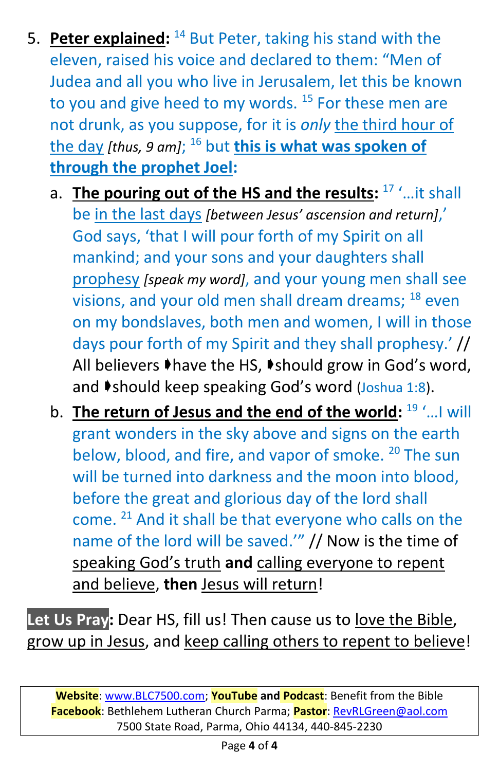5. **Peter explained:** [14] But Peter, taking his stand with the eleven, raised his voice and declared to them: "Men of Judea and all you who live in Jerusalem, let this be known to you and give heed to my words. [15] For these men are not drunk, as you suppose, for it is *only* the third hour of the day *[thus, 9 am]*; [16] but **this is what was spoken of through the prophet Joel:**

   a. **The pouring out of the HS and the results:** [17] '…it shall be in the last days *[between Jesus' ascension and return]*,' God says, 'that I will pour forth of my Spirit on all mankind; and your sons and your daughters shall prophesy *[speak my word]*, and your young men shall see visions, and your old men shall dream dreams; [18] even on my bondslaves, both men and women, I will in those days pour forth of my Spirit and they shall prophesy.' // All believers ➧have the HS, ➧should grow in God's word, and ➧should keep speaking God's word (Joshua 1:8).

   b. **The return of Jesus and the end of the world:** [19] '…I will grant wonders in the sky above and signs on the earth below, blood, and fire, and vapor of smoke. [20] The sun will be turned into darkness and the moon into blood, before the great and glorious day of the lord shall come. [21] And it shall be that everyone who calls on the name of the lord will be saved.'" // Now is the time of speaking God's truth **and** calling everyone to repent and believe, **then** Jesus will return!

**Let Us Pray:** Dear HS, fill us! Then cause us to love the Bible, grow up in Jesus, and keep calling others to repent to believe!

**Website**: www.BLC7500.com; **YouTube** and **Podcast**: Benefit from the Bible
**Facebook**: Bethlehem Lutheran Church Parma; **Pastor**: RevRLGreen@aol.com
7500 State Road, Parma, Ohio 44134, 440-845-2230